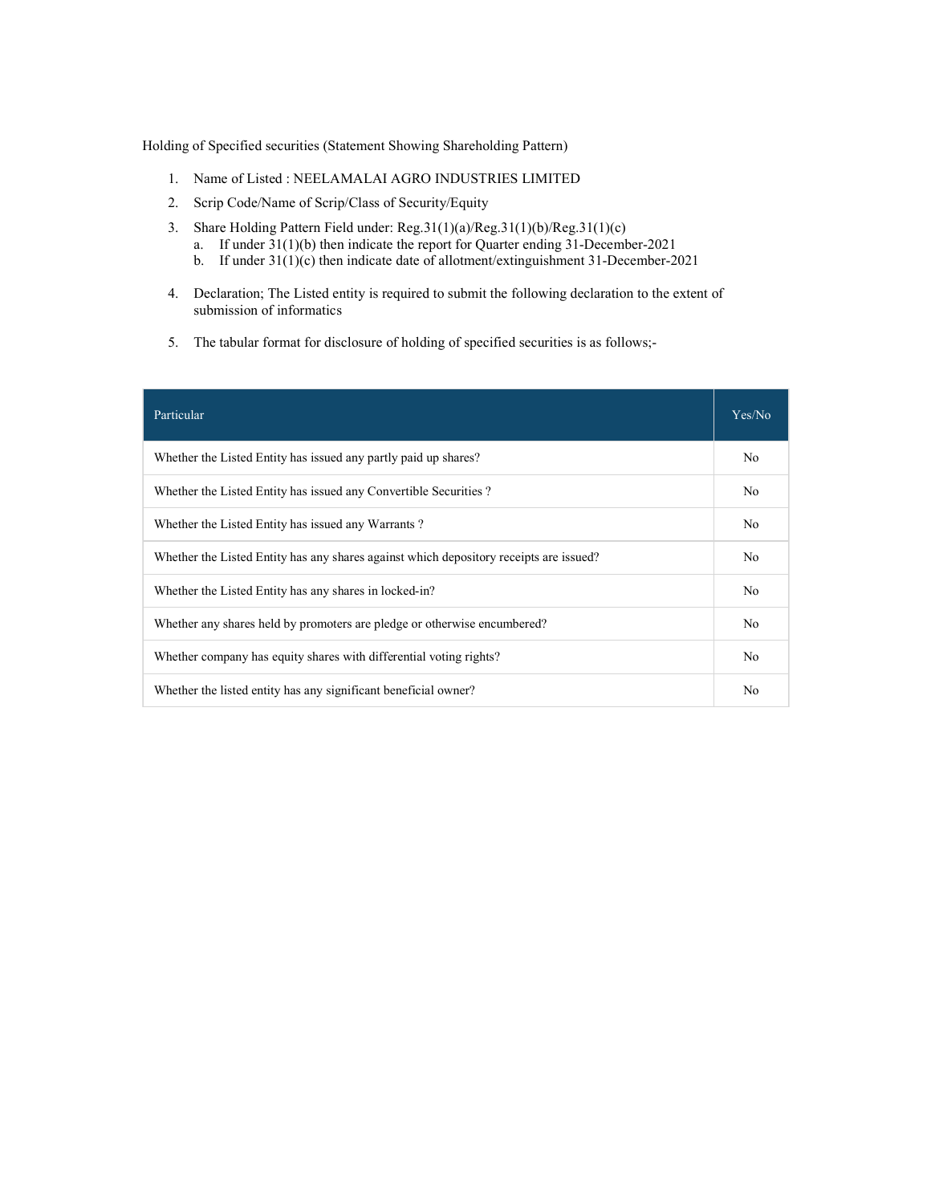Holding of Specified securities (Statement Showing Shareholding Pattern)

1. Name of Listed : NEELAMALAI AGRO INDUSTRIES LIMITED
2. Scrip Code/Name of Scrip/Class of Security/Equity
3. Share Holding Pattern Field under: Reg.31(1)(a)/Reg.31(1)(b)/Reg.31(1)(c)
   a. If under 31(1)(b) then indicate the report for Quarter ending 31-December-2021
   b. If under 31(1)(c) then indicate date of allotment/extinguishment 31-December-2021
4. Declaration; The Listed entity is required to submit the following declaration to the extent of submission of informatics
5. The tabular format for disclosure of holding of specified securities is as follows;-

| Particular | Yes/No |
|---|---|
| Whether the Listed Entity has issued any partly paid up shares? | No |
| Whether the Listed Entity has issued any Convertible Securities ? | No |
| Whether the Listed Entity has issued any Warrants ? | No |
| Whether the Listed Entity has any shares against which depository receipts are issued? | No |
| Whether the Listed Entity has any shares in locked-in? | No |
| Whether any shares held by promoters are pledge or otherwise encumbered? | No |
| Whether company has equity shares with differential voting rights? | No |
| Whether the listed entity has any significant beneficial owner? | No |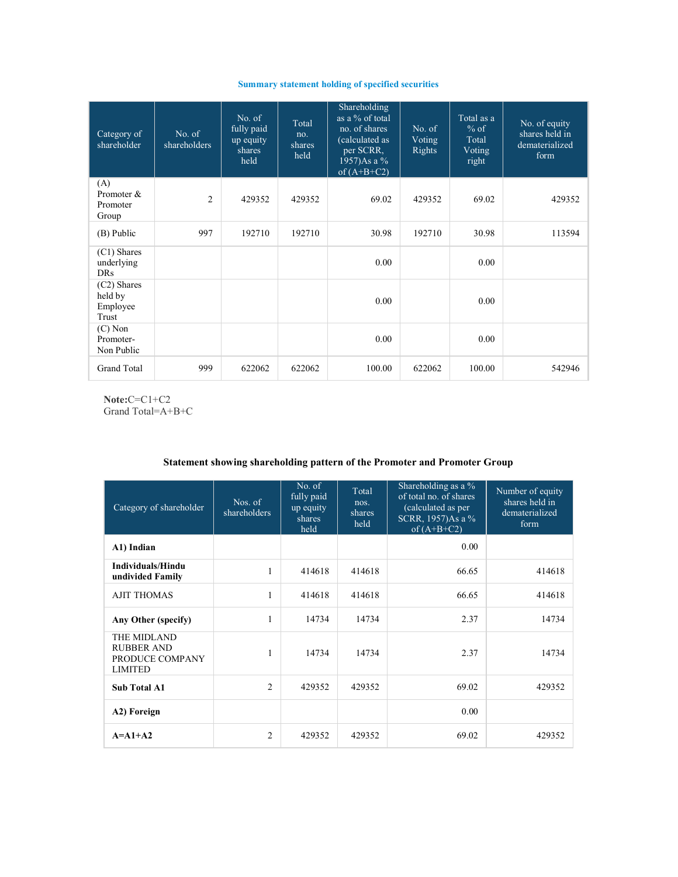### Summary statement holding of specified securities

| Category of shareholder | No. of shareholders | No. of fully paid up equity shares held | Total no. shares held | Shareholding as a % of total no. of shares (calculated as per SCRR, 1957)As a % of (A+B+C2) | No. of Voting Rights | Total as a % of Total Voting right | No. of equity shares held in dematerialized form |
|---|---|---|---|---|---|---|---|
| (A) Promoter & Promoter Group | 2 | 429352 | 429352 | 69.02 | 429352 | 69.02 | 429352 |
| (B) Public | 997 | 192710 | 192710 | 30.98 | 192710 | 30.98 | 113594 |
| (C1) Shares underlying DRs | | | | 0.00 | | 0.00 | |
| (C2) Shares held by Employee Trust | | | | 0.00 | | 0.00 | |
| (C) Non Promoter-Non Public | | | | 0.00 | | 0.00 | |
| Grand Total | 999 | 622062 | 622062 | 100.00 | 622062 | 100.00 | 542946 |

**Note:**C=C1+C2
Grand Total=A+B+C

### Statement showing shareholding pattern of the Promoter and Promoter Group

| Category of shareholder | Nos. of shareholders | No. of fully paid up equity shares held | Total nos. shares held | Shareholding as a % of total no. of shares (calculated as per SCRR, 1957)As a % of (A+B+C2) | Number of equity shares held in dematerialized form |
|---|---|---|---|---|---|
| **A1) Indian** | | | | 0.00 | |
| **Individuals/Hindu undivided Family** | 1 | 414618 | 414618 | 66.65 | 414618 |
| AJIT THOMAS | 1 | 414618 | 414618 | 66.65 | 414618 |
| **Any Other (specify)** | 1 | 14734 | 14734 | 2.37 | 14734 |
| THE MIDLAND RUBBER AND PRODUCE COMPANY LIMITED | 1 | 14734 | 14734 | 2.37 | 14734 |
| **Sub Total A1** | 2 | 429352 | 429352 | 69.02 | 429352 |
| **A2) Foreign** | | | | 0.00 | |
| **A=A1+A2** | 2 | 429352 | 429352 | 69.02 | 429352 |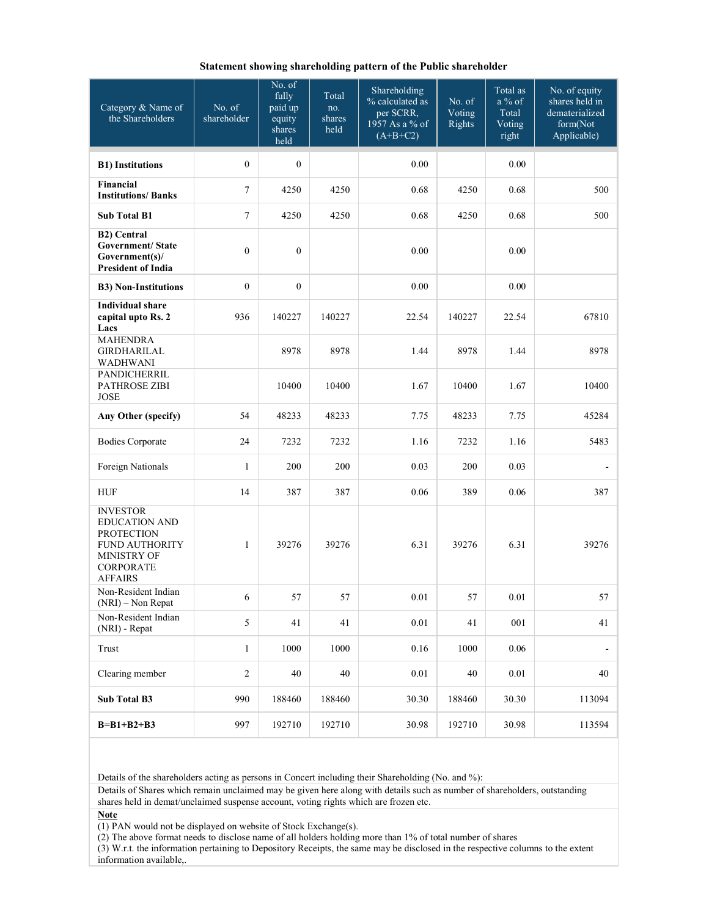**Statement showing shareholding pattern of the Public shareholder**

| Category & Name of the Shareholders | No. of shareholder | No. of fully paid up equity shares held | Total no. shares held | Shareholding % calculated as per SCRR, 1957 As a % of (A+B+C2) | No. of Voting Rights | Total as a % of Total Voting right | No. of equity shares held in dematerialized form(Not Applicable) |
|---|---|---|---|---|---|---|---|
| **B1) Institutions** | 0 | 0 | | 0.00 | | 0.00 | |
| **Financial Institutions/ Banks** | 7 | 4250 | 4250 | 0.68 | 4250 | 0.68 | 500 |
| **Sub Total B1** | 7 | 4250 | 4250 | 0.68 | 4250 | 0.68 | 500 |
| **B2) Central Government/ State Government(s)/ President of India** | 0 | 0 | | 0.00 | | 0.00 | |
| **B3) Non-Institutions** | 0 | 0 | | 0.00 | | 0.00 | |
| **Individual share capital upto Rs. 2 Lacs** | 936 | 140227 | 140227 | 22.54 | 140227 | 22.54 | 67810 |
| MAHENDRA GIRDHARILAL WADHWANI | | 8978 | 8978 | 1.44 | 8978 | 1.44 | 8978 |
| PANDICHERRIL PATHROSE ZIBI JOSE | | 10400 | 10400 | 1.67 | 10400 | 1.67 | 10400 |
| **Any Other (specify)** | 54 | 48233 | 48233 | 7.75 | 48233 | 7.75 | 45284 |
| Bodies Corporate | 24 | 7232 | 7232 | 1.16 | 7232 | 1.16 | 5483 |
| Foreign Nationals | 1 | 200 | 200 | 0.03 | 200 | 0.03 | - |
| HUF | 14 | 387 | 387 | 0.06 | 389 | 0.06 | 387 |
| INVESTOR EDUCATION AND PROTECTION FUND AUTHORITY MINISTRY OF CORPORATE AFFAIRS | 1 | 39276 | 39276 | 6.31 | 39276 | 6.31 | 39276 |
| Non-Resident Indian (NRI) – Non Repat | 6 | 57 | 57 | 0.01 | 57 | 0.01 | 57 |
| Non-Resident Indian (NRI) - Repat | 5 | 41 | 41 | 0.01 | 41 | 001 | 41 |
| Trust | 1 | 1000 | 1000 | 0.16 | 1000 | 0.06 | - |
| Clearing member | 2 | 40 | 40 | 0.01 | 40 | 0.01 | 40 |
| **Sub Total B3** | 990 | 188460 | 188460 | 30.30 | 188460 | 30.30 | 113094 |
| **B=B1+B2+B3** | 997 | 192710 | 192710 | 30.98 | 192710 | 30.98 | 113594 |

Details of the shareholders acting as persons in Concert including their Shareholding (No. and %):

Details of Shares which remain unclaimed may be given here along with details such as number of shareholders, outstanding shares held in demat/unclaimed suspense account, voting rights which are frozen etc.

**Note**

(1) PAN would not be displayed on website of Stock Exchange(s).
(2) The above format needs to disclose name of all holders holding more than 1% of total number of shares
(3) W.r.t. the information pertaining to Depository Receipts, the same may be disclosed in the respective columns to the extent information available,.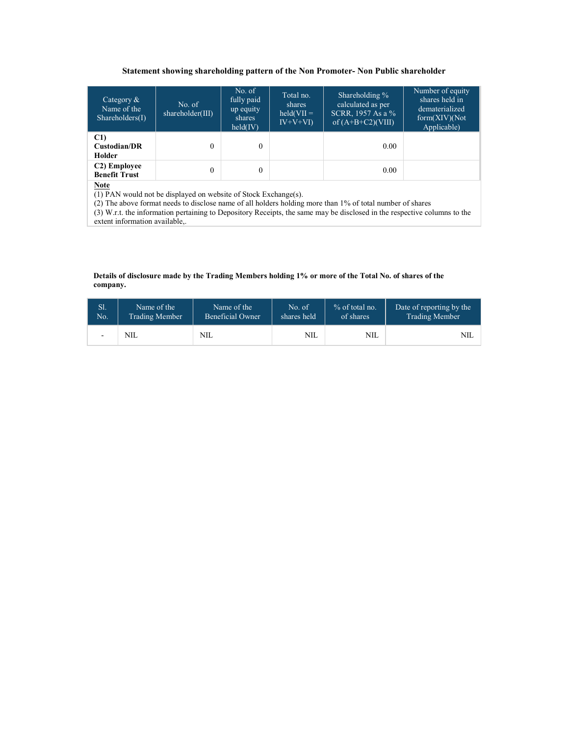### Statement showing shareholding pattern of the Non Promoter- Non Public shareholder

| Category & Name of the Shareholders(I) | No. of shareholder(III) | No. of fully paid up equity shares held(IV) | Total no. shares held(VII = IV+V+VI) | Shareholding % calculated as per SCRR, 1957 As a % of (A+B+C2)(VIII) | Number of equity shares held in dematerialized form(XIV)(Not Applicable) |
|---|---|---|---|---|---|
| **C1) Custodian/DR Holder** | 0 | 0 | | 0.00 | |
| **C2) Employee Benefit Trust** | 0 | 0 | | 0.00 | |

**Note**

(1) PAN would not be displayed on website of Stock Exchange(s).

(2) The above format needs to disclose name of all holders holding more than 1% of total number of shares

(3) W.r.t. the information pertaining to Depository Receipts, the same may be disclosed in the respective columns to the extent information available,.

**Details of disclosure made by the Trading Members holding 1% or more of the Total No. of shares of the company.**

| Sl. No. | Name of the Trading Member | Name of the Beneficial Owner | No. of shares held | % of total no. of shares | Date of reporting by the Trading Member |
|---|---|---|---|---|---|
| - | NIL | NIL | NIL | NIL | NIL |